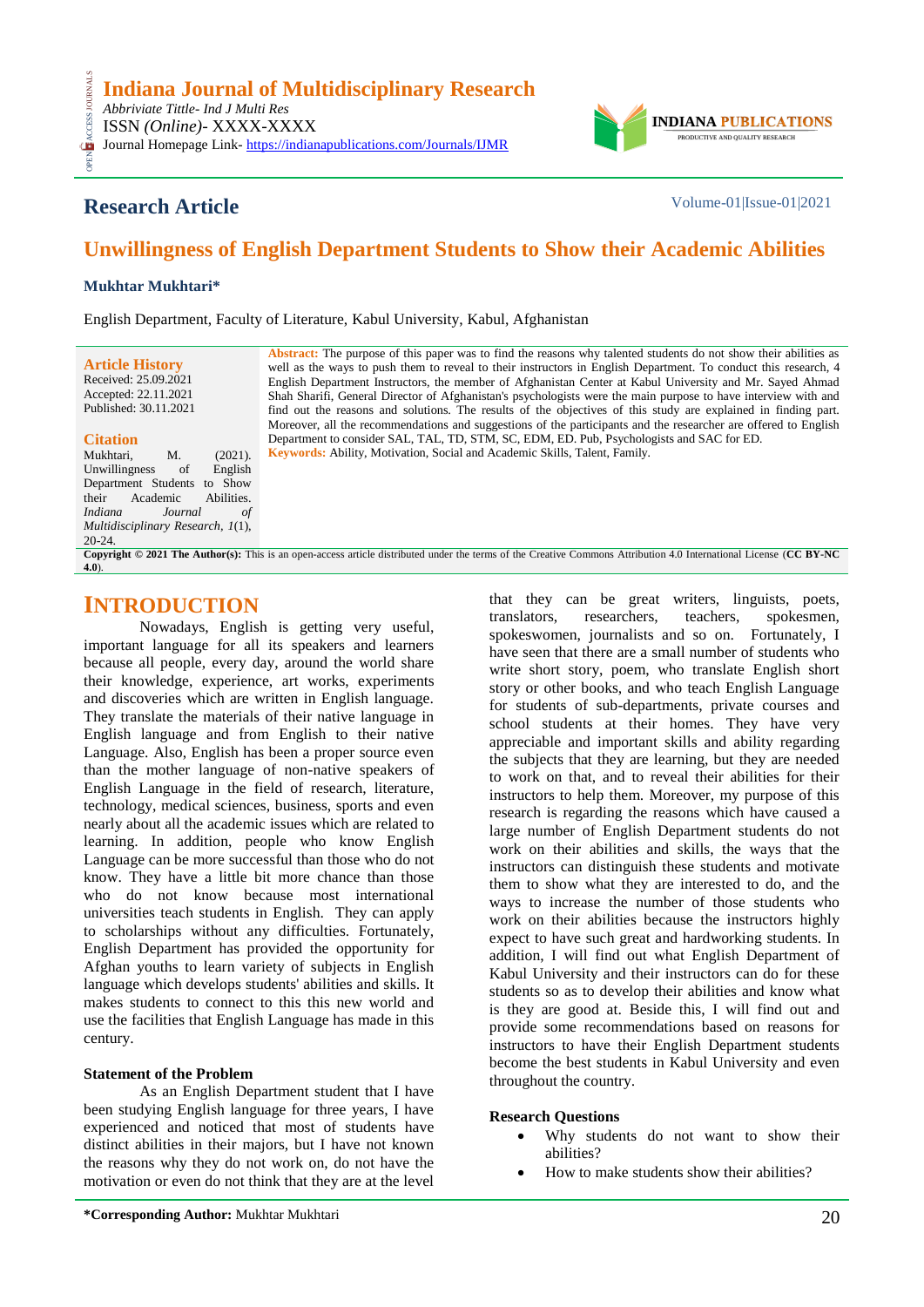# Indiana Journal of Multidisciplinary Research

*Abbriviate Tittle- Ind J Multi Res*
ISSN *(Online)*- XXXX-XXXX
Journal Homepage Link- https://indianapublications.com/Journals/IJMR

INDIANA PUBLICATIONS
PRODUCTIVE AND QUALITY RESEARCH

## Research Article

Volume-01|Issue-01|2021

# Unwillingness of English Department Students to Show their Academic Abilities

**Mukhtar Mukhtari***

English Department, Faculty of Literature, Kabul University, Kabul, Afghanistan

**Article History**
Received: 25.09.2021
Accepted: 22.11.2021
Published: 30.11.2021

**Citation**
Mukhtari, M. (2021). Unwillingness of English Department Students to Show their Academic Abilities. *Indiana Journal of Multidisciplinary Research, 1*(1), 20-24.

**Abstract:** The purpose of this paper was to find the reasons why talented students do not show their abilities as well as the ways to push them to reveal to their instructors in English Department. To conduct this research, 4 English Department Instructors, the member of Afghanistan Center at Kabul University and Mr. Sayed Ahmad Shah Sharifi, General Director of Afghanistan's psychologists were the main purpose to have interview with and find out the reasons and solutions. The results of the objectives of this study are explained in finding part. Moreover, all the recommendations and suggestions of the participants and the researcher are offered to English Department to consider SAL, TAL, TD, STM, SC, EDM, ED. Pub, Psychologists and SAC for ED.

**Keywords:** Ability, Motivation, Social and Academic Skills, Talent, Family.

**Copyright © 2021 The Author(s):** This is an open-access article distributed under the terms of the Creative Commons Attribution 4.0 International License (**CC BY-NC 4.0**).

## INTRODUCTION

Nowadays, English is getting very useful, important language for all its speakers and learners because all people, every day, around the world share their knowledge, experience, art works, experiments and discoveries which are written in English language. They translate the materials of their native language in English language and from English to their native Language. Also, English has been a proper source even than the mother language of non-native speakers of English Language in the field of research, literature, technology, medical sciences, business, sports and even nearly about all the academic issues which are related to learning. In addition, people who know English Language can be more successful than those who do not know. They have a little bit more chance than those who do not know because most international universities teach students in English. They can apply to scholarships without any difficulties. Fortunately, English Department has provided the opportunity for Afghan youths to learn variety of subjects in English language which develops students' abilities and skills. It makes students to connect to this this new world and use the facilities that English Language has made in this century.

### Statement of the Problem

As an English Department student that I have been studying English language for three years, I have experienced and noticed that most of students have distinct abilities in their majors, but I have not known the reasons why they do not work on, do not have the motivation or even do not think that they are at the level that they can be great writers, linguists, poets, translators, researchers, teachers, spokesmen, spokeswomen, journalists and so on. Fortunately, I have seen that there are a small number of students who write short story, poem, who translate English short story or other books, and who teach English Language for students of sub-departments, private courses and school students at their homes. They have very appreciable and important skills and ability regarding the subjects that they are learning, but they are needed to work on that, and to reveal their abilities for their instructors to help them. Moreover, my purpose of this research is regarding the reasons which have caused a large number of English Department students do not work on their abilities and skills, the ways that the instructors can distinguish these students and motivate them to show what they are interested to do, and the ways to increase the number of those students who work on their abilities because the instructors highly expect to have such great and hardworking students. In addition, I will find out what English Department of Kabul University and their instructors can do for these students so as to develop their abilities and know what is they are good at. Beside this, I will find out and provide some recommendations based on reasons for instructors to have their English Department students become the best students in Kabul University and even throughout the country.

### Research Questions

- Why students do not want to show their abilities?
- How to make students show their abilities?

**\*Corresponding Author:** Mukhtar Mukhtari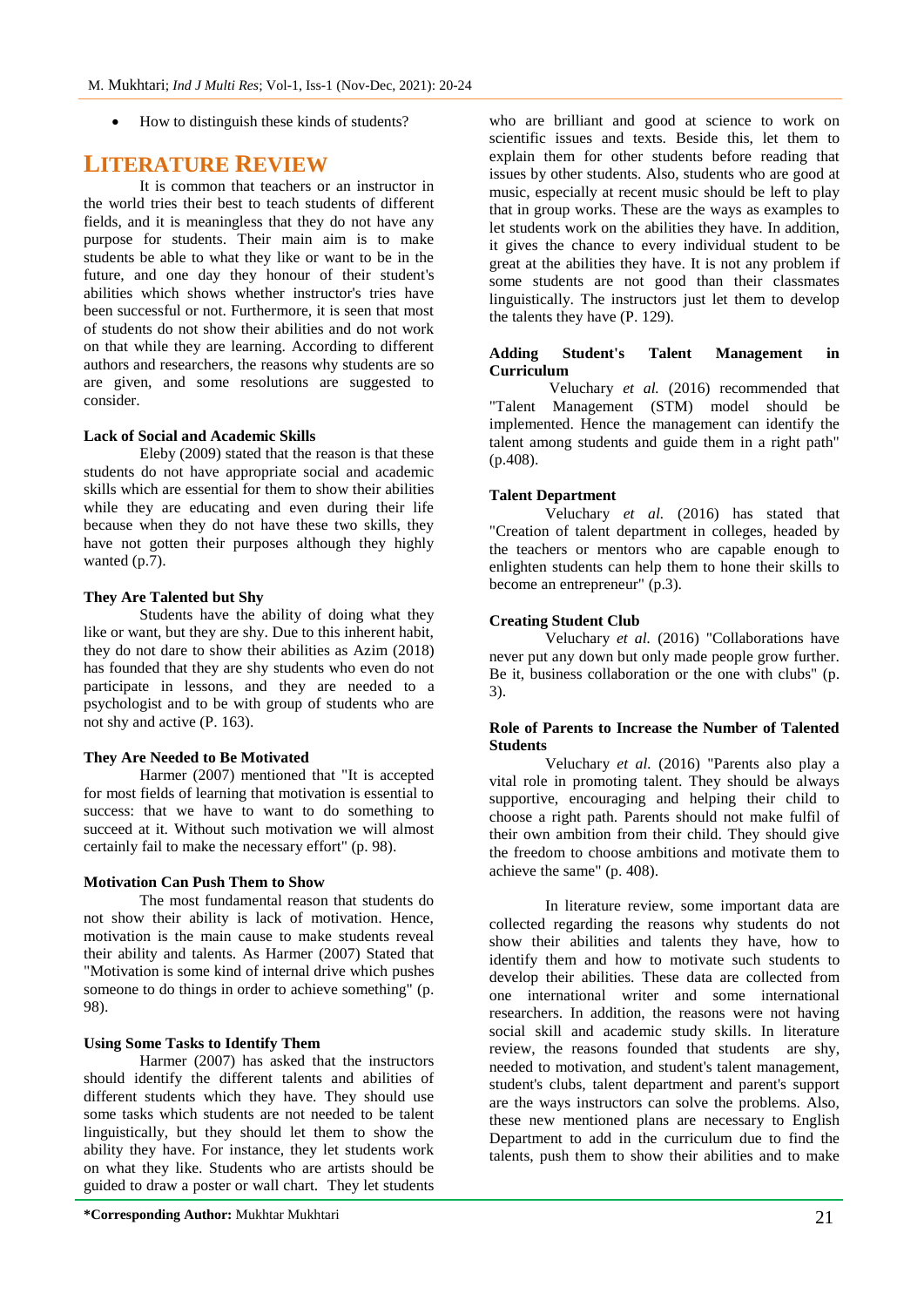- How to distinguish these kinds of students?

## LITERATURE REVIEW

It is common that teachers or an instructor in the world tries their best to teach students of different fields, and it is meaningless that they do not have any purpose for students. Their main aim is to make students be able to what they like or want to be in the future, and one day they honour of their student's abilities which shows whether instructor's tries have been successful or not. Furthermore, it is seen that most of students do not show their abilities and do not work on that while they are learning. According to different authors and researchers, the reasons why students are so are given, and some resolutions are suggested to consider.

### Lack of Social and Academic Skills

Eleby (2009) stated that the reason is that these students do not have appropriate social and academic skills which are essential for them to show their abilities while they are educating and even during their life because when they do not have these two skills, they have not gotten their purposes although they highly wanted (p.7).

### They Are Talented but Shy

Students have the ability of doing what they like or want, but they are shy. Due to this inherent habit, they do not dare to show their abilities as Azim (2018) has founded that they are shy students who even do not participate in lessons, and they are needed to a psychologist and to be with group of students who are not shy and active (P. 163).

### They Are Needed to Be Motivated

Harmer (2007) mentioned that "It is accepted for most fields of learning that motivation is essential to success: that we have to want to do something to succeed at it. Without such motivation we will almost certainly fail to make the necessary effort" (p. 98).

### Motivation Can Push Them to Show

The most fundamental reason that students do not show their ability is lack of motivation. Hence, motivation is the main cause to make students reveal their ability and talents. As Harmer (2007) Stated that "Motivation is some kind of internal drive which pushes someone to do things in order to achieve something" (p. 98).

### Using Some Tasks to Identify Them

Harmer (2007) has asked that the instructors should identify the different talents and abilities of different students which they have. They should use some tasks which students are not needed to be talent linguistically, but they should let them to show the ability they have. For instance, they let students work on what they like. Students who are artists should be guided to draw a poster or wall chart. They let students who are brilliant and good at science to work on scientific issues and texts. Beside this, let them to explain them for other students before reading that issues by other students. Also, students who are good at music, especially at recent music should be left to play that in group works. These are the ways as examples to let students work on the abilities they have. In addition, it gives the chance to every individual student to be great at the abilities they have. It is not any problem if some students are not good than their classmates linguistically. The instructors just let them to develop the talents they have (P. 129).

### Adding Student's Talent Management in Curriculum

Veluchary *et al.* (2016) recommended that "Talent Management (STM) model should be implemented. Hence the management can identify the talent among students and guide them in a right path" (p.408).

### Talent Department

Veluchary *et al.* (2016) has stated that "Creation of talent department in colleges, headed by the teachers or mentors who are capable enough to enlighten students can help them to hone their skills to become an entrepreneur" (p.3).

### Creating Student Club

Veluchary *et al.* (2016) "Collaborations have never put any down but only made people grow further. Be it, business collaboration or the one with clubs" (p. 3).

### Role of Parents to Increase the Number of Talented Students

Veluchary *et al.* (2016) "Parents also play a vital role in promoting talent. They should be always supportive, encouraging and helping their child to choose a right path. Parents should not make fulfil of their own ambition from their child. They should give the freedom to choose ambitions and motivate them to achieve the same" (p. 408).

In literature review, some important data are collected regarding the reasons why students do not show their abilities and talents they have, how to identify them and how to motivate such students to develop their abilities. These data are collected from one international writer and some international researchers. In addition, the reasons were not having social skill and academic study skills. In literature review, the reasons founded that students are shy, needed to motivation, and student's talent management, student's clubs, talent department and parent's support are the ways instructors can solve the problems. Also, these new mentioned plans are necessary to English Department to add in the curriculum due to find the talents, push them to show their abilities and to make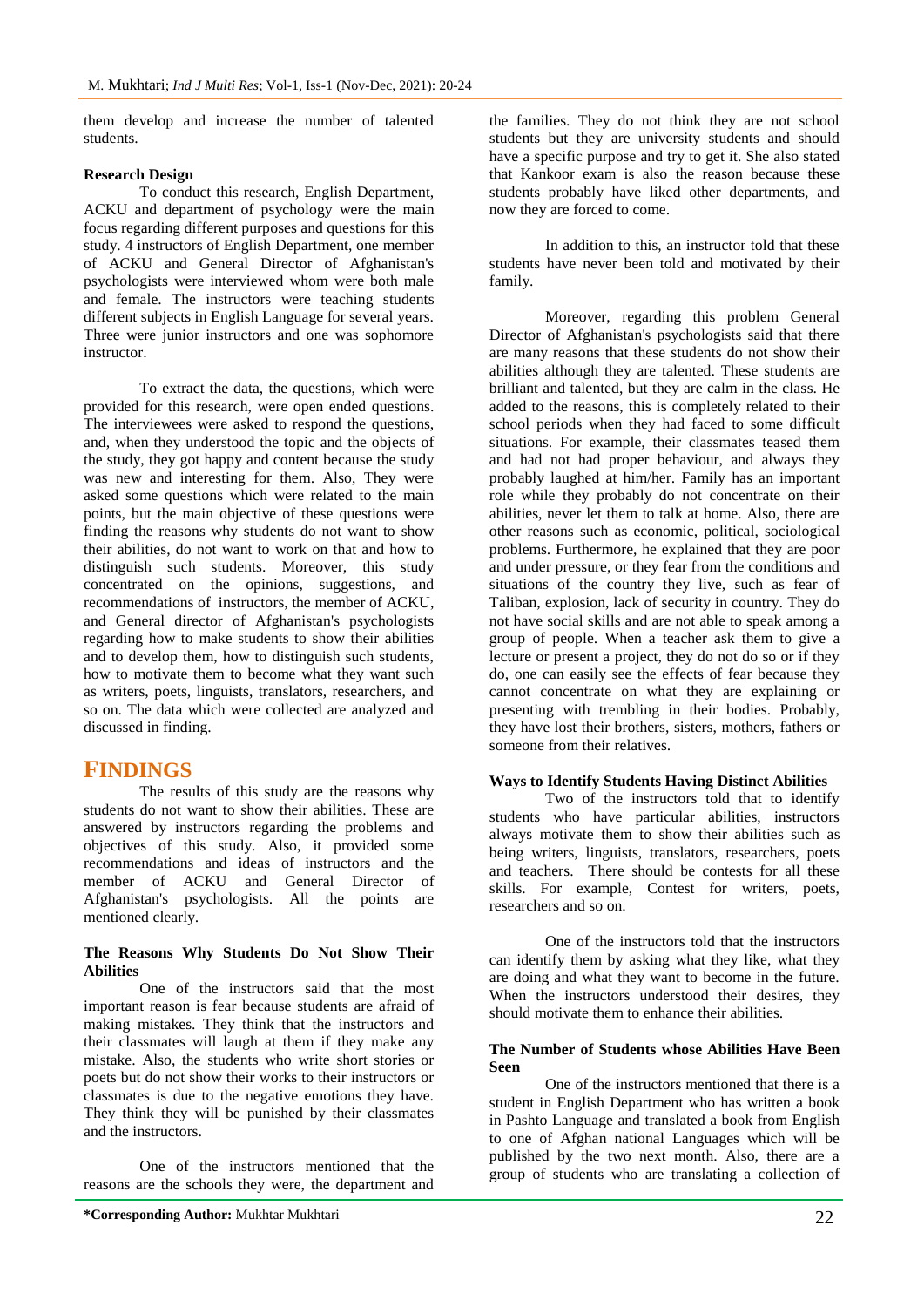them develop and increase the number of talented students.

**Research Design**

To conduct this research, English Department, ACKU and department of psychology were the main focus regarding different purposes and questions for this study. 4 instructors of English Department, one member of ACKU and General Director of Afghanistan's psychologists were interviewed whom were both male and female. The instructors were teaching students different subjects in English Language for several years. Three were junior instructors and one was sophomore instructor.

To extract the data, the questions, which were provided for this research, were open ended questions. The interviewees were asked to respond the questions, and, when they understood the topic and the objects of the study, they got happy and content because the study was new and interesting for them. Also, They were asked some questions which were related to the main points, but the main objective of these questions were finding the reasons why students do not want to show their abilities, do not want to work on that and how to distinguish such students. Moreover, this study concentrated on the opinions, suggestions, and recommendations of instructors, the member of ACKU, and General director of Afghanistan's psychologists regarding how to make students to show their abilities and to develop them, how to distinguish such students, how to motivate them to become what they want such as writers, poets, linguists, translators, researchers, and so on. The data which were collected are analyzed and discussed in finding.

## FINDINGS

The results of this study are the reasons why students do not want to show their abilities. These are answered by instructors regarding the problems and objectives of this study. Also, it provided some recommendations and ideas of instructors and the member of ACKU and General Director of Afghanistan's psychologists. All the points are mentioned clearly.

**The Reasons Why Students Do Not Show Their Abilities**

One of the instructors said that the most important reason is fear because students are afraid of making mistakes. They think that the instructors and their classmates will laugh at them if they make any mistake. Also, the students who write short stories or poets but do not show their works to their instructors or classmates is due to the negative emotions they have. They think they will be punished by their classmates and the instructors.

One of the instructors mentioned that the reasons are the schools they were, the department and the families. They do not think they are not school students but they are university students and should have a specific purpose and try to get it. She also stated that Kankoor exam is also the reason because these students probably have liked other departments, and now they are forced to come.

In addition to this, an instructor told that these students have never been told and motivated by their family.

Moreover, regarding this problem General Director of Afghanistan's psychologists said that there are many reasons that these students do not show their abilities although they are talented. These students are brilliant and talented, but they are calm in the class. He added to the reasons, this is completely related to their school periods when they had faced to some difficult situations. For example, their classmates teased them and had not had proper behaviour, and always they probably laughed at him/her. Family has an important role while they probably do not concentrate on their abilities, never let them to talk at home. Also, there are other reasons such as economic, political, sociological problems. Furthermore, he explained that they are poor and under pressure, or they fear from the conditions and situations of the country they live, such as fear of Taliban, explosion, lack of security in country. They do not have social skills and are not able to speak among a group of people. When a teacher ask them to give a lecture or present a project, they do not do so or if they do, one can easily see the effects of fear because they cannot concentrate on what they are explaining or presenting with trembling in their bodies. Probably, they have lost their brothers, sisters, mothers, fathers or someone from their relatives.

**Ways to Identify Students Having Distinct Abilities**

Two of the instructors told that to identify students who have particular abilities, instructors always motivate them to show their abilities such as being writers, linguists, translators, researchers, poets and teachers. There should be contests for all these skills. For example, Contest for writers, poets, researchers and so on.

One of the instructors told that the instructors can identify them by asking what they like, what they are doing and what they want to become in the future. When the instructors understood their desires, they should motivate them to enhance their abilities.

**The Number of Students whose Abilities Have Been Seen**

One of the instructors mentioned that there is a student in English Department who has written a book in Pashto Language and translated a book from English to one of Afghan national Languages which will be published by the two next month. Also, there are a group of students who are translating a collection of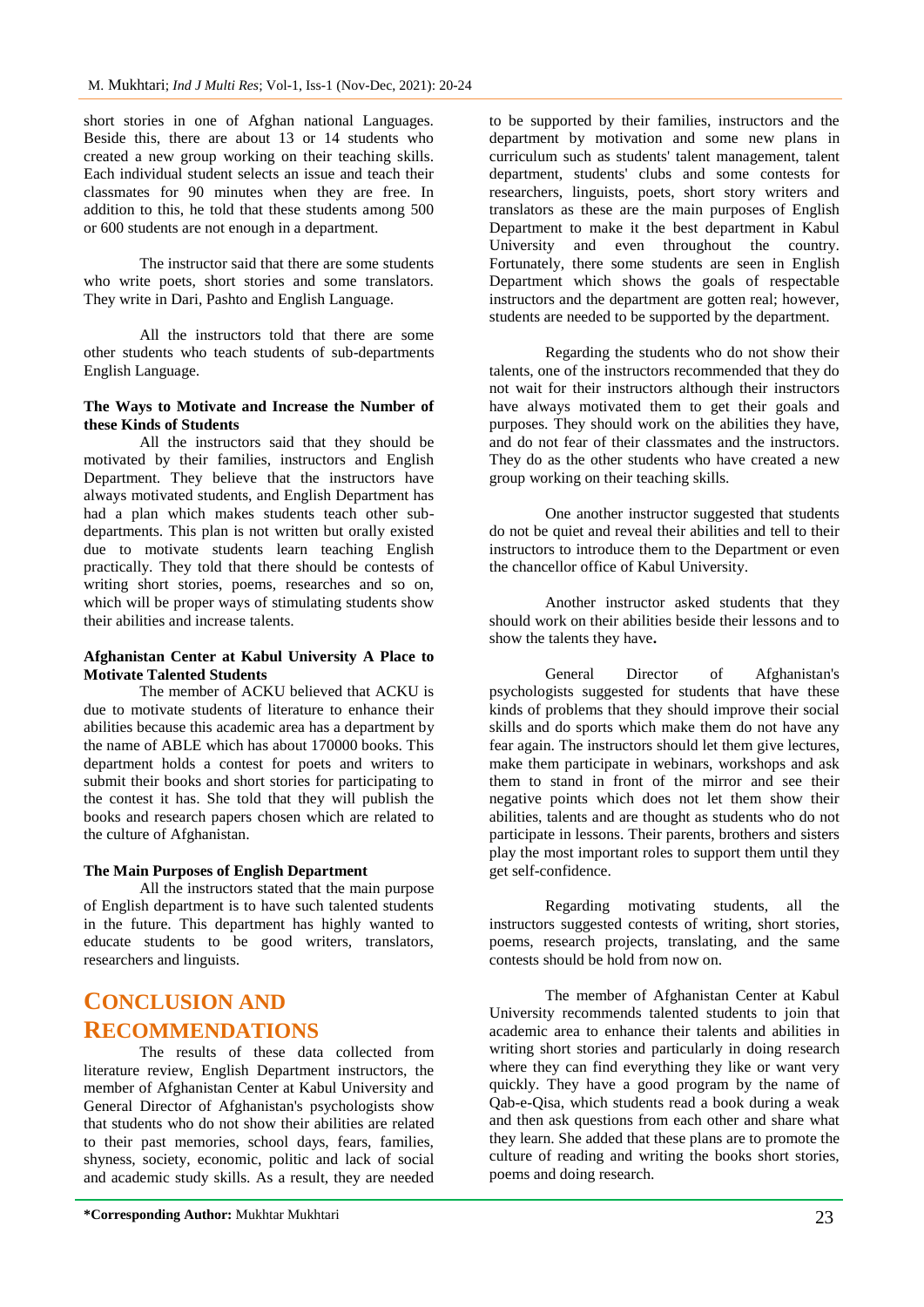short stories in one of Afghan national Languages. Beside this, there are about 13 or 14 students who created a new group working on their teaching skills. Each individual student selects an issue and teach their classmates for 90 minutes when they are free. In addition to this, he told that these students among 500 or 600 students are not enough in a department.

The instructor said that there are some students who write poets, short stories and some translators. They write in Dari, Pashto and English Language.

All the instructors told that there are some other students who teach students of sub-departments English Language.

**The Ways to Motivate and Increase the Number of these Kinds of Students**

All the instructors said that they should be motivated by their families, instructors and English Department. They believe that the instructors have always motivated students, and English Department has had a plan which makes students teach other sub-departments. This plan is not written but orally existed due to motivate students learn teaching English practically. They told that there should be contests of writing short stories, poems, researches and so on, which will be proper ways of stimulating students show their abilities and increase talents.

**Afghanistan Center at Kabul University A Place to Motivate Talented Students**

The member of ACKU believed that ACKU is due to motivate students of literature to enhance their abilities because this academic area has a department by the name of ABLE which has about 170000 books. This department holds a contest for poets and writers to submit their books and short stories for participating to the contest it has. She told that they will publish the books and research papers chosen which are related to the culture of Afghanistan.

**The Main Purposes of English Department**

All the instructors stated that the main purpose of English department is to have such talented students in the future. This department has highly wanted to educate students to be good writers, translators, researchers and linguists.

# CONCLUSION AND RECOMMENDATIONS

The results of these data collected from literature review, English Department instructors, the member of Afghanistan Center at Kabul University and General Director of Afghanistan's psychologists show that students who do not show their abilities are related to their past memories, school days, fears, families, shyness, society, economic, politic and lack of social and academic study skills. As a result, they are needed to be supported by their families, instructors and the department by motivation and some new plans in curriculum such as students' talent management, talent department, students' clubs and some contests for researchers, linguists, poets, short story writers and translators as these are the main purposes of English Department to make it the best department in Kabul University and even throughout the country. Fortunately, there some students are seen in English Department which shows the goals of respectable instructors and the department are gotten real; however, students are needed to be supported by the department.

Regarding the students who do not show their talents, one of the instructors recommended that they do not wait for their instructors although their instructors have always motivated them to get their goals and purposes. They should work on the abilities they have, and do not fear of their classmates and the instructors. They do as the other students who have created a new group working on their teaching skills.

One another instructor suggested that students do not be quiet and reveal their abilities and tell to their instructors to introduce them to the Department or even the chancellor office of Kabul University.

Another instructor asked students that they should work on their abilities beside their lessons and to show the talents they have**.**

General Director of Afghanistan's psychologists suggested for students that have these kinds of problems that they should improve their social skills and do sports which make them do not have any fear again. The instructors should let them give lectures, make them participate in webinars, workshops and ask them to stand in front of the mirror and see their negative points which does not let them show their abilities, talents and are thought as students who do not participate in lessons. Their parents, brothers and sisters play the most important roles to support them until they get self-confidence.

Regarding motivating students, all the instructors suggested contests of writing, short stories, poems, research projects, translating, and the same contests should be hold from now on.

The member of Afghanistan Center at Kabul University recommends talented students to join that academic area to enhance their talents and abilities in writing short stories and particularly in doing research where they can find everything they like or want very quickly. They have a good program by the name of Qab-e-Qisa, which students read a book during a weak and then ask questions from each other and share what they learn. She added that these plans are to promote the culture of reading and writing the books short stories, poems and doing research.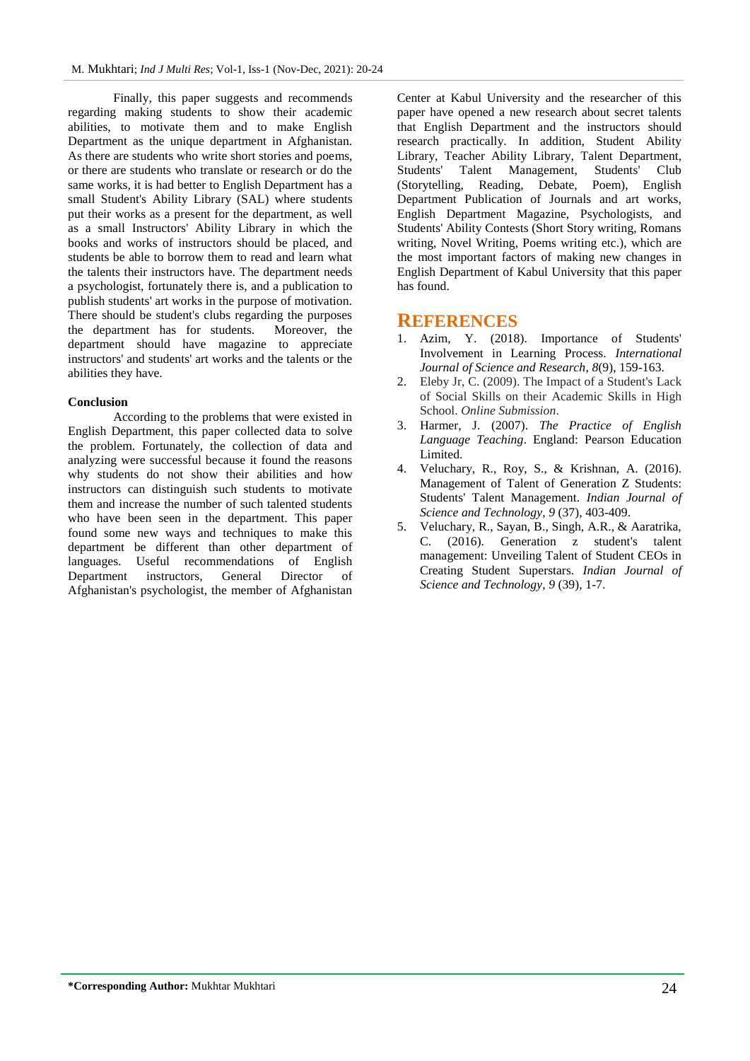Finally, this paper suggests and recommends regarding making students to show their academic abilities, to motivate them and to make English Department as the unique department in Afghanistan. As there are students who write short stories and poems, or there are students who translate or research or do the same works, it is had better to English Department has a small Student's Ability Library (SAL) where students put their works as a present for the department, as well as a small Instructors' Ability Library in which the books and works of instructors should be placed, and students be able to borrow them to read and learn what the talents their instructors have. The department needs a psychologist, fortunately there is, and a publication to publish students' art works in the purpose of motivation. There should be student's clubs regarding the purposes the department has for students. Moreover, the department should have magazine to appreciate instructors' and students' art works and the talents or the abilities they have.

**Conclusion**

According to the problems that were existed in English Department, this paper collected data to solve the problem. Fortunately, the collection of data and analyzing were successful because it found the reasons why students do not show their abilities and how instructors can distinguish such students to motivate them and increase the number of such talented students who have been seen in the department. This paper found some new ways and techniques to make this department be different than other department of languages. Useful recommendations of English Department instructors, General Director of Afghanistan's psychologist, the member of Afghanistan Center at Kabul University and the researcher of this paper have opened a new research about secret talents that English Department and the instructors should research practically. In addition, Student Ability Library, Teacher Ability Library, Talent Department, Students' Talent Management, Students' Club (Storytelling, Reading, Debate, Poem), English Department Publication of Journals and art works, English Department Magazine, Psychologists, and Students' Ability Contests (Short Story writing, Romans writing, Novel Writing, Poems writing etc.), which are the most important factors of making new changes in English Department of Kabul University that this paper has found.

## REFERENCES

1. Azim, Y. (2018). Importance of Students' Involvement in Learning Process. *International Journal of Science and Research*, *8*(9), 159-163.
2. Eleby Jr, C. (2009). The Impact of a Student's Lack of Social Skills on their Academic Skills in High School. *Online Submission*.
3. Harmer, J. (2007). *The Practice of English Language Teaching*. England: Pearson Education Limited.
4. Veluchary, R., Roy, S., & Krishnan, A. (2016). Management of Talent of Generation Z Students: Students' Talent Management. *Indian Journal of Science and Technology*, *9* (37), 403-409.
5. Veluchary, R., Sayan, B., Singh, A.R., & Aaratrika, C. (2016). Generation z student's talent management: Unveiling Talent of Student CEOs in Creating Student Superstars. *Indian Journal of Science and Technology*, *9* (39), 1-7.

**\*Corresponding Author:** Mukhtar Mukhtari